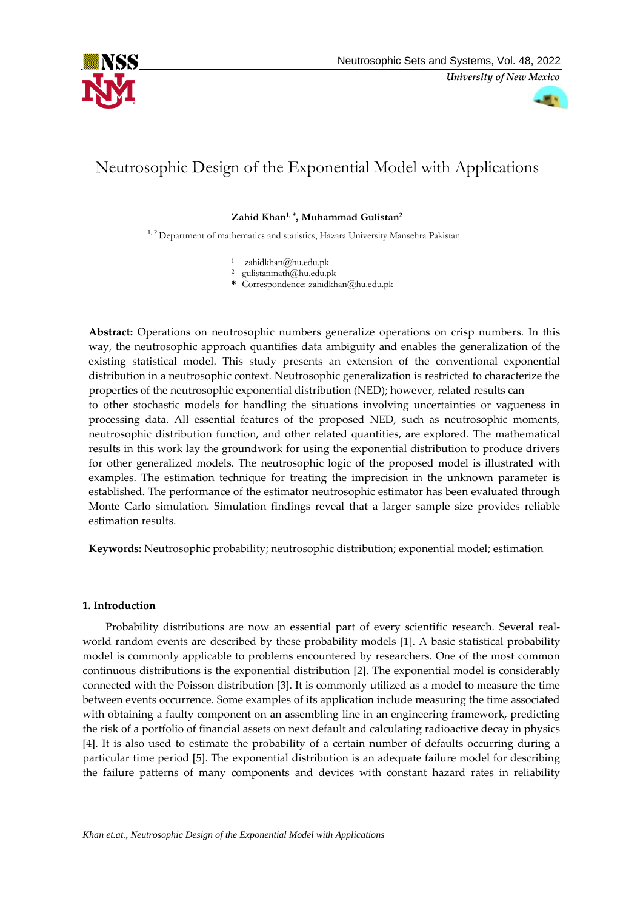# Neutrosophic Design of the Exponential Model with Applications

**Zahid Khan[1,*], Muhammad Gulistan[2]**

[1,2] Department of mathematics and statistics, Hazara University Mansehra Pakistan

[1] zahidkhan@hu.edu.pk
[2] gulistanmath@hu.edu.pk
\* Correspondence: zahidkhan@hu.edu.pk

**Abstract:** Operations on neutrosophic numbers generalize operations on crisp numbers. In this way, the neutrosophic approach quantifies data ambiguity and enables the generalization of the existing statistical model. This study presents an extension of the conventional exponential distribution in a neutrosophic context. Neutrosophic generalization is restricted to characterize the properties of the neutrosophic exponential distribution (NED); however, related results can to other stochastic models for handling the situations involving uncertainties or vagueness in processing data. All essential features of the proposed NED, such as neutrosophic moments, neutrosophic distribution function, and other related quantities, are explored. The mathematical results in this work lay the groundwork for using the exponential distribution to produce drivers for other generalized models. The neutrosophic logic of the proposed model is illustrated with examples. The estimation technique for treating the imprecision in the unknown parameter is established. The performance of the estimator neutrosophic estimator has been evaluated through Monte Carlo simulation. Simulation findings reveal that a larger sample size provides reliable estimation results.

**Keywords:** Neutrosophic probability; neutrosophic distribution; exponential model; estimation

## 1. Introduction

Probability distributions are now an essential part of every scientific research. Several real-world random events are described by these probability models [1]. A basic statistical probability model is commonly applicable to problems encountered by researchers. One of the most common continuous distributions is the exponential distribution [2]. The exponential model is considerably connected with the Poisson distribution [3]. It is commonly utilized as a model to measure the time between events occurrence. Some examples of its application include measuring the time associated with obtaining a faulty component on an assembling line in an engineering framework, predicting the risk of a portfolio of financial assets on next default and calculating radioactive decay in physics [4]. It is also used to estimate the probability of a certain number of defaults occurring during a particular time period [5]. The exponential distribution is an adequate failure model for describing the failure patterns of many components and devices with constant hazard rates in reliability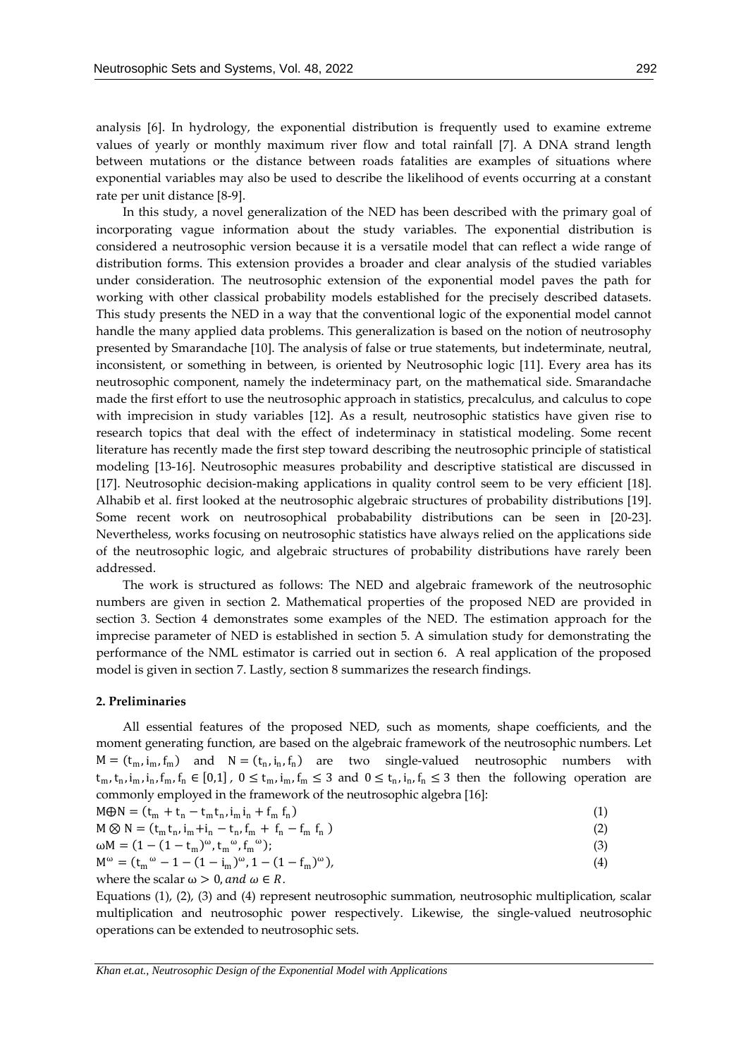analysis [6]. In hydrology, the exponential distribution is frequently used to examine extreme values of yearly or monthly maximum river flow and total rainfall [7]. A DNA strand length between mutations or the distance between roads fatalities are examples of situations where exponential variables may also be used to describe the likelihood of events occurring at a constant rate per unit distance [8-9].

In this study, a novel generalization of the NED has been described with the primary goal of incorporating vague information about the study variables. The exponential distribution is considered a neutrosophic version because it is a versatile model that can reflect a wide range of distribution forms. This extension provides a broader and clear analysis of the studied variables under consideration. The neutrosophic extension of the exponential model paves the path for working with other classical probability models established for the precisely described datasets. This study presents the NED in a way that the conventional logic of the exponential model cannot handle the many applied data problems. This generalization is based on the notion of neutrosophy presented by Smarandache [10]. The analysis of false or true statements, but indeterminate, neutral, inconsistent, or something in between, is oriented by Neutrosophic logic [11]. Every area has its neutrosophic component, namely the indeterminacy part, on the mathematical side. Smarandache made the first effort to use the neutrosophic approach in statistics, precalculus, and calculus to cope with imprecision in study variables [12]. As a result, neutrosophic statistics have given rise to research topics that deal with the effect of indeterminacy in statistical modeling. Some recent literature has recently made the first step toward describing the neutrosophic principle of statistical modeling [13-16]. Neutrosophic measures probability and descriptive statistical are discussed in [17]. Neutrosophic decision-making applications in quality control seem to be very efficient [18]. Alhabib et al. first looked at the neutrosophic algebraic structures of probability distributions [19]. Some recent work on neutrosophical probabability distributions can be seen in [20-23]. Nevertheless, works focusing on neutrosophic statistics have always relied on the applications side of the neutrosophic logic, and algebraic structures of probability distributions have rarely been addressed.

The work is structured as follows: The NED and algebraic framework of the neutrosophic numbers are given in section 2. Mathematical properties of the proposed NED are provided in section 3. Section 4 demonstrates some examples of the NED. The estimation approach for the imprecise parameter of NED is established in section 5. A simulation study for demonstrating the performance of the NML estimator is carried out in section 6. A real application of the proposed model is given in section 7. Lastly, section 8 summarizes the research findings.

## 2. Preliminaries

All essential features of the proposed NED, such as moments, shape coefficients, and the moment generating function, are based on the algebraic framework of the neutrosophic numbers. Let $M = (t_m, i_m, f_m)$ and $N = (t_n, i_n, f_n)$ are two single-valued neutrosophic numbers with $t_m, t_n, i_m, i_n, f_m, f_n \in [0,1]$, $0 \le t_m, i_m, f_m \le 3$ and $0 \le t_n, i_n, f_n \le 3$ then the following operation are commonly employed in the framework of the neutrosophic algebra [16]:

$$M \oplus N = (t_m + t_n - t_m t_n, i_m i_n + f_m f_n) \tag{1}$$

$$M \otimes N = (t_m t_n, i_m + i_n - t_n, f_m + f_n - f_m f_n) \tag{2}$$

$$\omega M = (1 - (1 - t_m)^{\omega}, t_m{}^{\omega}, f_m{}^{\omega}); \tag{3}$$

$$M^{\omega} = (t_m{}^{\omega} - 1 - (1 - i_m)^{\omega}, 1 - (1 - f_m)^{\omega}), \tag{4}$$

where the scalar $\omega > 0$, *and* $\omega \in R$.

Equations (1), (2), (3) and (4) represent neutrosophic summation, neutrosophic multiplication, scalar multiplication and neutrosophic power respectively. Likewise, the single-valued neutrosophic operations can be extended to neutrosophic sets.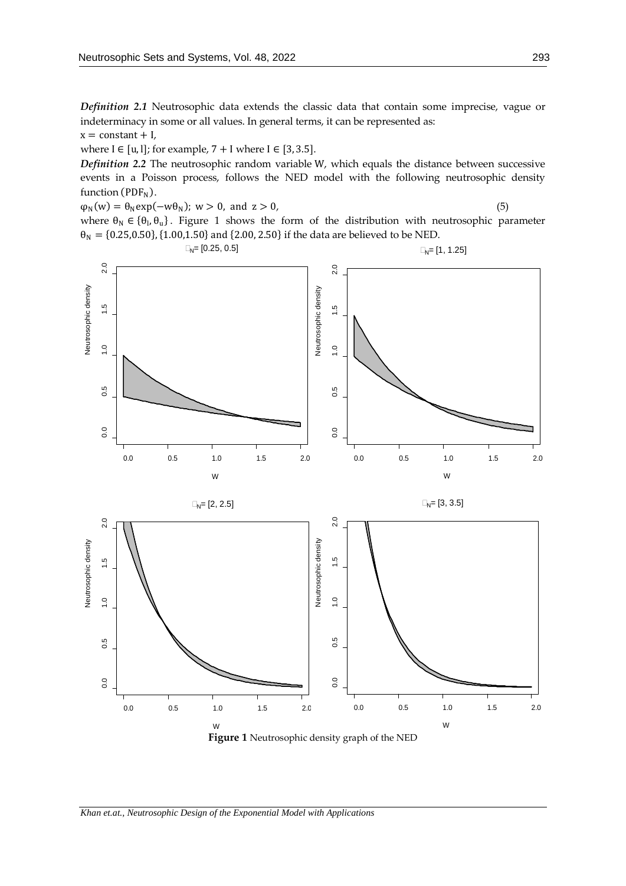*Definition 2.1* Neutrosophic data extends the classic data that contain some imprecise, vague or indeterminacy in some or all values. In general terms, it can be represented as:

$x = \text{constant} + I$,

where $I \in [u, l]$; for example, $7 + I$ where $I \in [3, 3.5]$.

*Definition 2.2* The neutrosophic random variable W, which equals the distance between successive events in a Poisson process, follows the NED model with the following neutrosophic density function ($PDF_N$).

$$\varphi_N(w) = \theta_N \exp(-w\theta_N); \; w > 0, \text{ and } z > 0, \tag{5}$$

where $\theta_N \in \{\theta_l, \theta_u\}$. Figure 1 shows the form of the distribution with neutrosophic parameter $\theta_N = \{0.25, 0.50\}, \{1.00, 1.50\}$ and $\{2.00, 2.50\}$ if the data are believed to be NED.

**Figure 1** Neutrosophic density graph of the NED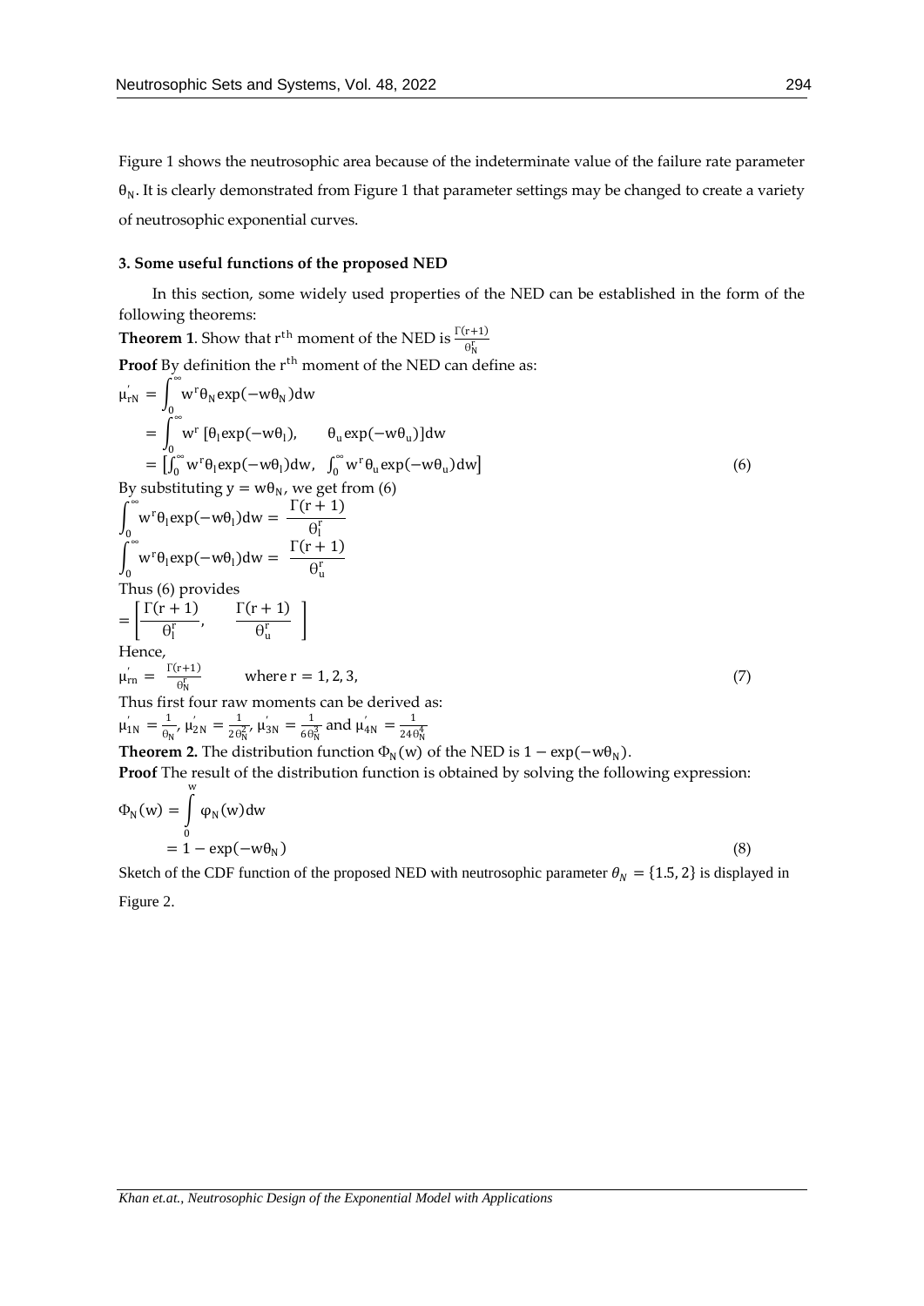Figure 1 shows the neutrosophic area because of the indeterminate value of the failure rate parameter $\theta_N$. It is clearly demonstrated from Figure 1 that parameter settings may be changed to create a variety of neutrosophic exponential curves.

### 3. Some useful functions of the proposed NED

In this section, some widely used properties of the NED can be established in the form of the following theorems:

**Theorem 1**. Show that $r^{th}$ moment of the NED is $\frac{\Gamma(r+1)}{\theta_N^r}$

**Proof** By definition the $r^{th}$ moment of the NED can define as:

$$\mu_{rN}^{'} = \int_0^{\infty} w^r \theta_N \exp(-w\theta_N) dw$$

$$= \int_0^{\infty} w^r \left[\theta_l \exp(-w\theta_l), \quad \theta_u \exp(-w\theta_u)\right] dw$$

$$= \left[\int_0^{\infty} w^r \theta_l \exp(-w\theta_l) dw, \ \int_0^{\infty} w^r \theta_u \exp(-w\theta_u) dw\right] \tag{6}$$

By substituting $y = w\theta_N$, we get from (6)

$$\int_0^{\infty} w^r \theta_l \exp(-w\theta_l) dw = \frac{\Gamma(r+1)}{\theta_l^r}$$

$$\int_0^{\infty} w^r \theta_l \exp(-w\theta_l) dw = \frac{\Gamma(r+1)}{\theta_u^r}$$

Thus (6) provides

$$= \left[\frac{\Gamma(r+1)}{\theta_l^r}, \quad \frac{\Gamma(r+1)}{\theta_u^r}\right]$$

Hence,

$$\mu_{rn}^{'} = \frac{\Gamma(r+1)}{\theta_N^r} \qquad \text{where } r = 1, 2, 3, \tag{7}$$

Thus first four raw moments can be derived as:

$\mu_{1N}^{'} = \frac{1}{\theta_N}$, $\mu_{2N}^{'} = \frac{1}{2\theta_N^2}$, $\mu_{3N}^{'} = \frac{1}{6\theta_N^3}$ and $\mu_{4N}^{'} = \frac{1}{24\theta_N^4}$

**Theorem 2.** The distribution function $\Phi_N(w)$ of the NED is $1 - \exp(-w\theta_N)$.

**Proof** The result of the distribution function is obtained by solving the following expression:

$$\Phi_N(w) = \int_0^{w} \varphi_N(w) dw$$

$$= 1 - \exp(-w\theta_N) \tag{8}$$

Sketch of the CDF function of the proposed NED with neutrosophic parameter $\theta_N = \{1.5, 2\}$ is displayed in Figure 2.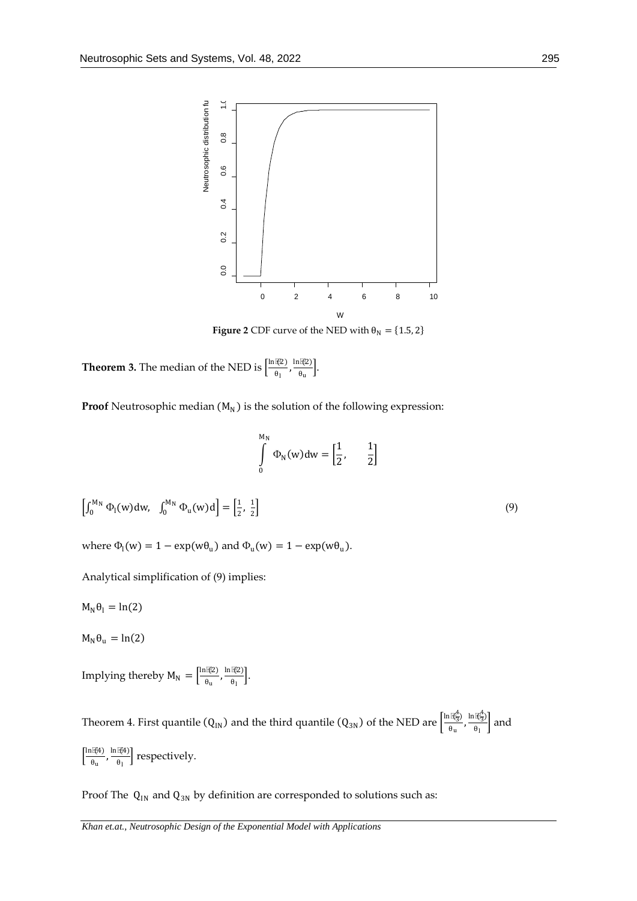**Figure 2** CDF curve of the NED with $\theta_N = \{1.5, 2\}$

**Theorem 3.** The median of the NED is $\left[\frac{\ln(2)}{\theta_l}, \frac{\ln(2)}{\theta_u}\right]$.

**Proof** Neutrosophic median $(M_N)$ is the solution of the following expression:

$$\int_0^{M_N} \Phi_N(w)dw = \left[\frac{1}{2}, \quad \frac{1}{2}\right]$$

$$\left[\int_0^{M_N} \Phi_l(w)dw, \quad \int_0^{M_N} \Phi_u(w)d\right] = \left[\frac{1}{2}, \frac{1}{2}\right] \tag{9}$$

where $\Phi_l(w) = 1 - \exp(w\theta_u)$ and $\Phi_u(w) = 1 - \exp(w\theta_u)$.

Analytical simplification of (9) implies:

$M_N\theta_l = \ln(2)$

$M_N\theta_u = \ln(2)$

Implying thereby $M_N = \left[\frac{\ln(2)}{\theta_u}, \frac{\ln(2)}{\theta_l}\right]$.

Theorem 4. First quantile $(Q_{IN})$ and the third quantile $(Q_{3N})$ of the NED are $\left[\frac{\ln(\frac{4}{3})}{\theta_u}, \frac{\ln(\frac{4}{3})}{\theta_l}\right]$ and $\left[\frac{\ln(4)}{\theta_u}, \frac{\ln(4)}{\theta_l}\right]$ respectively.

Proof The $Q_{IN}$ and $Q_{3N}$ by definition are corresponded to solutions such as: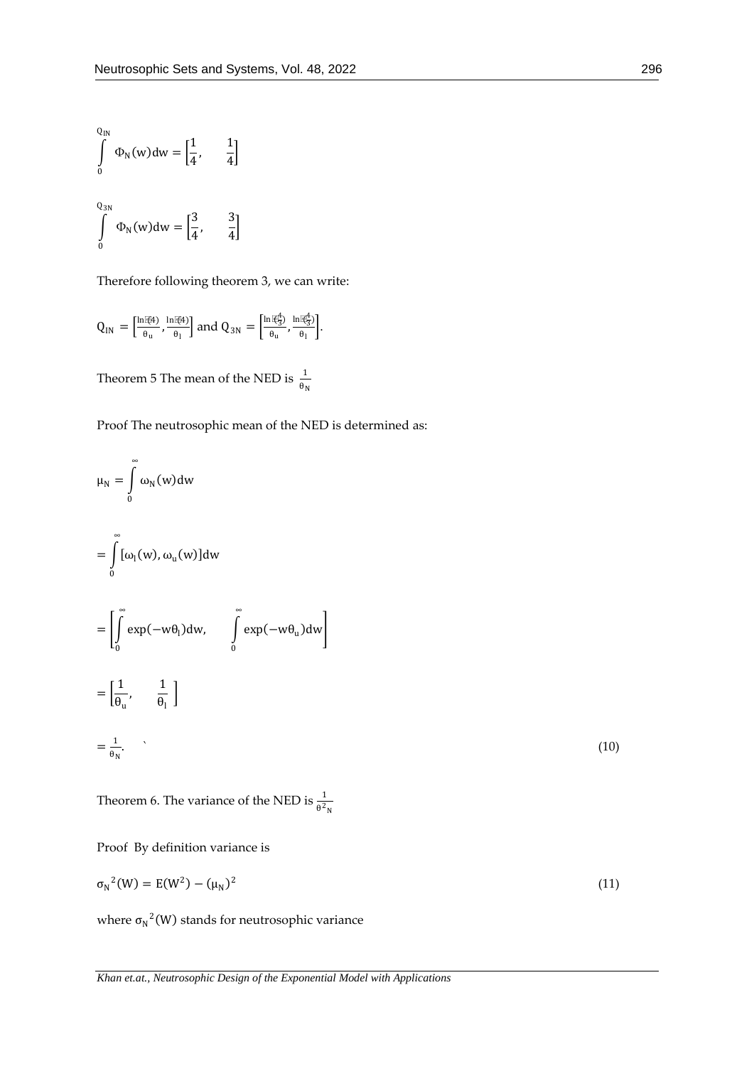$$\int_{0}^{Q_{IN}} \Phi_N(w)dw = \left[\frac{1}{4}, \quad \frac{1}{4}\right]$$

$$\int_{0}^{Q_{3N}} \Phi_N(w)dw = \left[\frac{3}{4}, \quad \frac{3}{4}\right]$$

Therefore following theorem 3, we can write:

$Q_{IN} = \left[\frac{\ln(4)}{\theta_u}, \frac{\ln(4)}{\theta_l}\right]$ and $Q_{3N} = \left[\frac{\ln(\frac{4}{3})}{\theta_u}, \frac{\ln(\frac{4}{3})}{\theta_l}\right]$.

Theorem 5 The mean of the NED is $\frac{1}{\theta_N}$

Proof The neutrosophic mean of the NED is determined as:

$$\mu_N = \int_{0}^{\infty} \omega_N(w)dw$$

$$= \int_{0}^{\infty} [\omega_l(w), \omega_u(w)]dw$$

$$= \left[\int_{0}^{\infty} \exp(-w\theta_l)dw, \quad \int_{0}^{\infty} \exp(-w\theta_u)dw\right]$$

$$= \left[\frac{1}{\theta_u}, \quad \frac{1}{\theta_l}\right]$$

$$= \frac{1}{\theta_N}. \tag{10}$$

Theorem 6. The variance of the NED is $\frac{1}{\theta^2{}_N}$

Proof By definition variance is

$$\sigma_N{}^2(W) = E(W^2) - (\mu_N)^2 \tag{11}$$

where $\sigma_N{}^2(W)$ stands for neutrosophic variance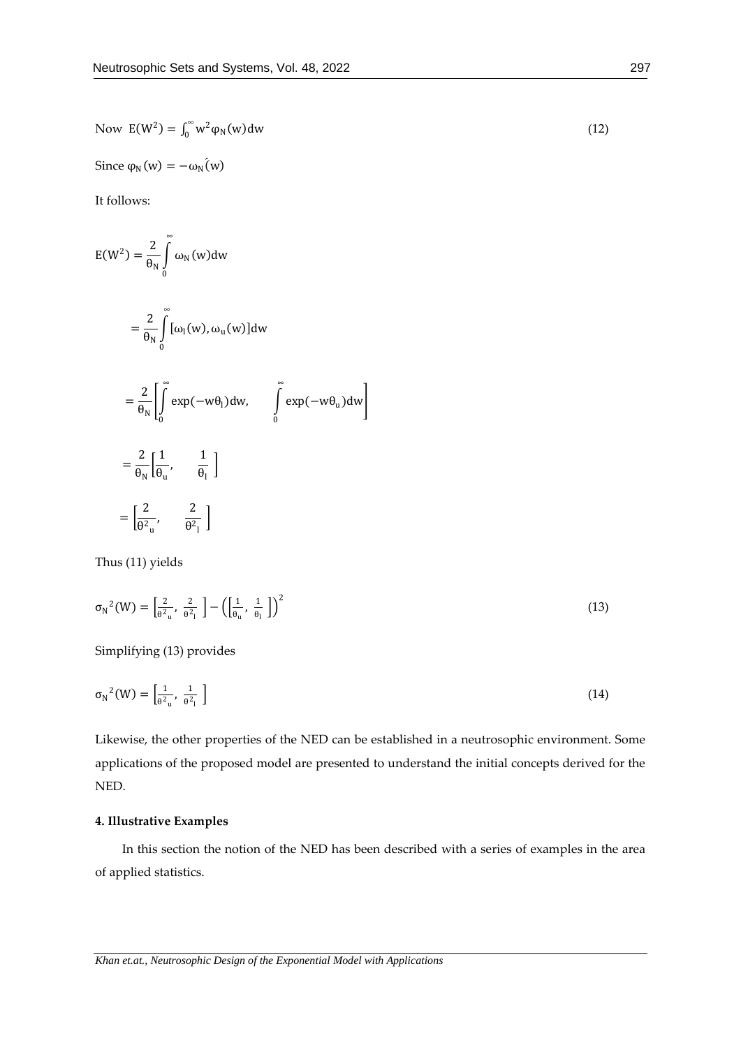Now $E(W^2) = \int_0^{\infty} w^2 \varphi_N(w)dw$ (12)

Since $\varphi_N(w) = -\omega_N'(w)$

It follows:

$$E(W^2) = \frac{2}{\theta_N}\int_0^{\infty} \omega_N(w)dw$$

$$= \frac{2}{\theta_N}\int_0^{\infty} [\omega_l(w), \omega_u(w)]dw$$

$$= \frac{2}{\theta_N}\left[\int_0^{\infty} \exp(-w\theta_l)dw, \quad \int_0^{\infty} \exp(-w\theta_u)dw\right]$$

$$= \frac{2}{\theta_N}\left[\frac{1}{\theta_u}, \quad \frac{1}{\theta_l}\right]$$

$$= \left[\frac{2}{\theta^2_u}, \quad \frac{2}{\theta^2_l}\right]$$

Thus (11) yields

$$\sigma_N^2(W) = \left[\frac{2}{\theta^2_u}, \frac{2}{\theta^2_l}\right] - \left(\left[\frac{1}{\theta_u}, \frac{1}{\theta_l}\right]\right)^2 \tag{13}$$

Simplifying (13) provides

$$\sigma_N{}^2(W) = \left[\frac{1}{\theta^2_u}, \frac{1}{\theta^2_l}\right] \tag{14}$$

Likewise, the other properties of the NED can be established in a neutrosophic environment. Some applications of the proposed model are presented to understand the initial concepts derived for the NED.

#### 4. Illustrative Examples

In this section the notion of the NED has been described with a series of examples in the area of applied statistics.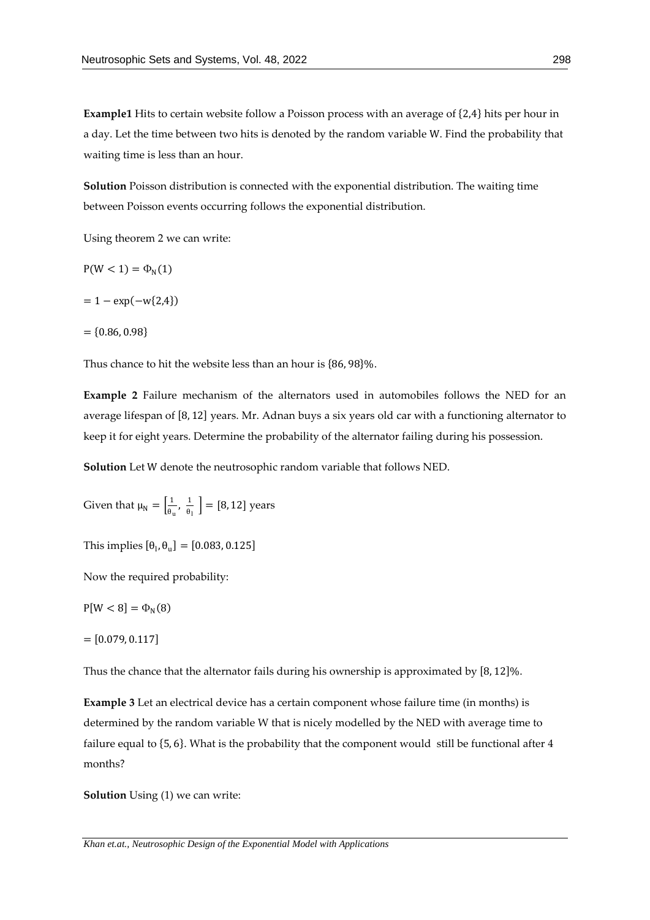**Example1** Hits to certain website follow a Poisson process with an average of {2,4} hits per hour in a day. Let the time between two hits is denoted by the random variable W. Find the probability that waiting time is less than an hour.

**Solution** Poisson distribution is connected with the exponential distribution. The waiting time between Poisson events occurring follows the exponential distribution.

Using theorem 2 we can write:

$P(W < 1) = \Phi_N(1)$

$= 1 - \exp(-w\{2,4\})$

$= \{0.86, 0.98\}$

Thus chance to hit the website less than an hour is {86, 98}%.

**Example 2** Failure mechanism of the alternators used in automobiles follows the NED for an average lifespan of [8, 12] years. Mr. Adnan buys a six years old car with a functioning alternator to keep it for eight years. Determine the probability of the alternator failing during his possession.

**Solution** Let W denote the neutrosophic random variable that follows NED.

Given that $\mu_N = \left[\frac{1}{\theta_u}, \frac{1}{\theta_l}\right] = [8, 12]$ years

This implies $[\theta_l, \theta_u] = [0.083, 0.125]$

Now the required probability:

$P[W < 8] = \Phi_N(8)$

$= [0.079, 0.117]$

Thus the chance that the alternator fails during his ownership is approximated by [8, 12]%.

**Example 3** Let an electrical device has a certain component whose failure time (in months) is determined by the random variable W that is nicely modelled by the NED with average time to failure equal to {5, 6}. What is the probability that the component would still be functional after 4 months?

**Solution** Using (1) we can write: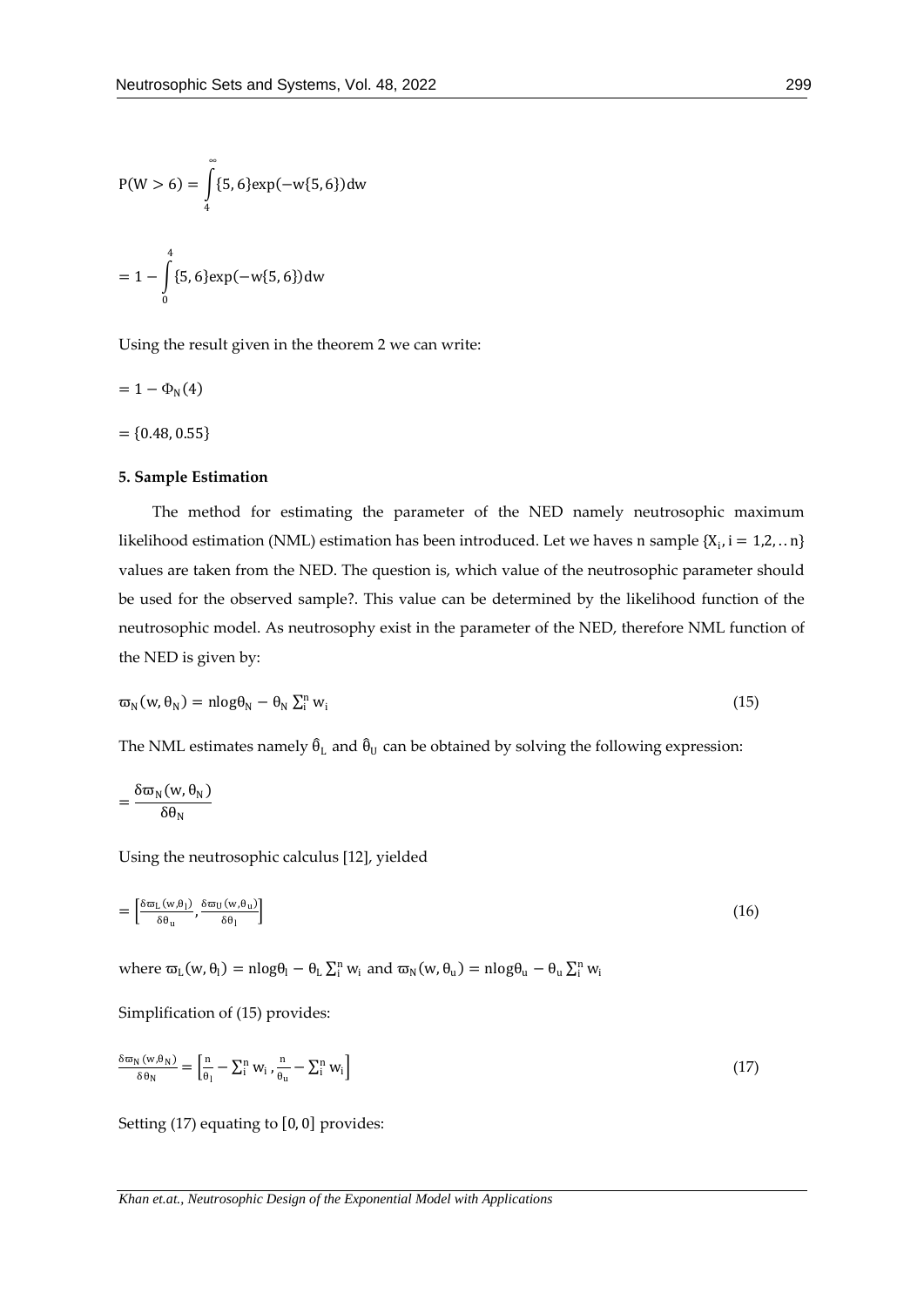$$P(W > 6) = \int_{4}^{\infty} \{5, 6\}\exp(-w\{5, 6\})dw$$

$$= 1 - \int_{0}^{4} \{5, 6\}\exp(-w\{5, 6\})dw$$

Using the result given in the theorem 2 we can write:

$$= 1 - \Phi_N(4)$$

$$= \{0.48, 0.55\}$$

**5. Sample Estimation**

The method for estimating the parameter of the NED namely neutrosophic maximum likelihood estimation (NML) estimation has been introduced. Let we haves n sample $\{X_i, i = 1,2, .. n\}$ values are taken from the NED. The question is, which value of the neutrosophic parameter should be used for the observed sample?. This value can be determined by the likelihood function of the neutrosophic model. As neutrosophy exist in the parameter of the NED, therefore NML function of the NED is given by:

$$\varpi_N(w, \theta_N) = n\log\theta_N - \theta_N \sum_i^n w_i \quad (15)$$

The NML estimates namely $\hat{\theta}_L$ and $\hat{\theta}_U$ can be obtained by solving the following expression:

$$= \frac{\delta\varpi_N(w, \theta_N)}{\delta\theta_N}$$

Using the neutrosophic calculus [12], yielded

$$= \left[\frac{\delta\varpi_L(w,\theta_l)}{\delta\theta_u}, \frac{\delta\varpi_U(w,\theta_u)}{\delta\theta_l}\right] \quad (16)$$

where $\varpi_L(w, \theta_l) = n\log\theta_l - \theta_L \sum_i^n w_i$ and $\varpi_N(w, \theta_u) = n\log\theta_u - \theta_u \sum_i^n w_i$

Simplification of (15) provides:

$$\frac{\delta\varpi_N(w,\theta_N)}{\delta\theta_N} = \left[\frac{n}{\theta_l} - \sum_i^n w_i, \frac{n}{\theta_u} - \sum_i^n w_i\right] \quad (17)$$

Setting (17) equating to $[0, 0]$ provides: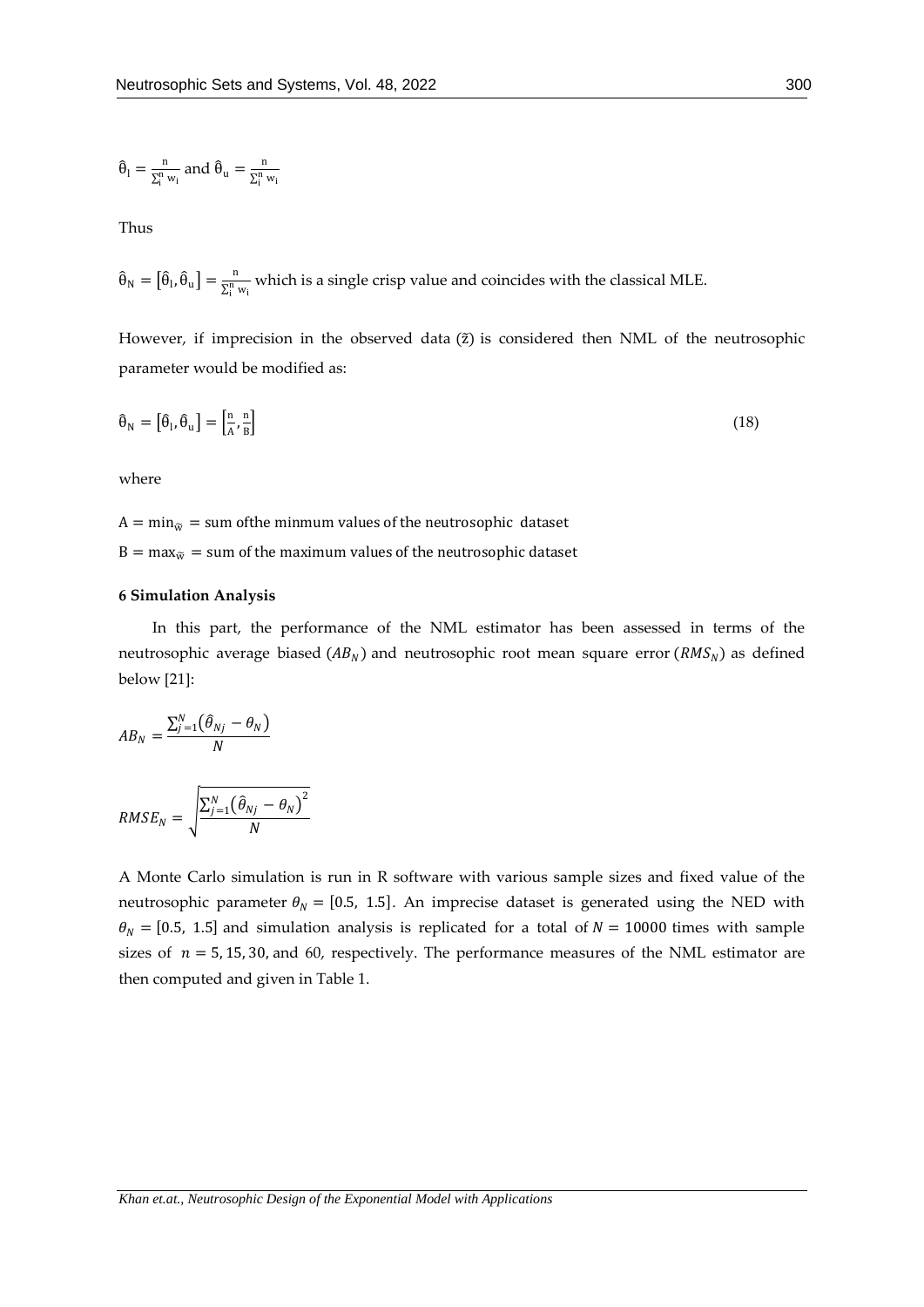$$\hat{\theta}_l = \frac{n}{\sum_i^n w_i} \text{ and } \hat{\theta}_u = \frac{n}{\sum_i^n w_i}$$

Thus

$\hat{\theta}_N = [\hat{\theta}_l, \hat{\theta}_u] = \frac{n}{\sum_i^n w_i}$ which is a single crisp value and coincides with the classical MLE.

However, if imprecision in the observed data ($\tilde{z}$) is considered then NML of the neutrosophic parameter would be modified as:

$$\hat{\theta}_N = [\hat{\theta}_l, \hat{\theta}_u] = \left[\frac{n}{A}, \frac{n}{B}\right] \tag{18}$$

where

$A = \min_{\tilde{w}} =$ sum ofthe minmum values of the neutrosophic dataset

$B = \max_{\tilde{w}} =$ sum of the maximum values of the neutrosophic dataset

**6 Simulation Analysis**

In this part, the performance of the NML estimator has been assessed in terms of the neutrosophic average biased ($AB_N$) and neutrosophic root mean square error ($RMS_N$) as defined below [21]:

$$AB_N = \frac{\sum_{j=1}^{N}\left(\hat{\theta}_{Nj} - \theta_N\right)}{N}$$

$$RMSE_N = \sqrt{\frac{\sum_{j=1}^{N}\left(\hat{\theta}_{Nj} - \theta_N\right)^2}{N}}$$

A Monte Carlo simulation is run in R software with various sample sizes and fixed value of the neutrosophic parameter $\theta_N = [0.5,\ 1.5]$. An imprecise dataset is generated using the NED with $\theta_N = [0.5,\ 1.5]$ and simulation analysis is replicated for a total of $N = 10000$ times with sample sizes of $n = 5, 15, 30,$ and $60$, respectively. The performance measures of the NML estimator are then computed and given in Table 1.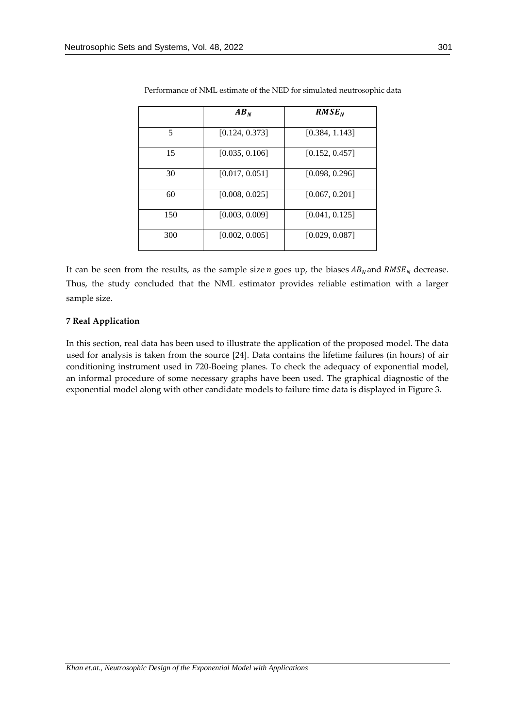Performance of NML estimate of the NED for simulated neutrosophic data

| | $AB_N$ | $RMSE_N$ |
|---|---|---|
| 5 | [0.124, 0.373] | [0.384, 1.143] |
| 15 | [0.035, 0.106] | [0.152, 0.457] |
| 30 | [0.017, 0.051] | [0.098, 0.296] |
| 60 | [0.008, 0.025] | [0.067, 0.201] |
| 150 | [0.003, 0.009] | [0.041, 0.125] |
| 300 | [0.002, 0.005] | [0.029, 0.087] |

It can be seen from the results, as the sample size $n$ goes up, the biases $AB_N$ and $RMSE_N$ decrease. Thus, the study concluded that the NML estimator provides reliable estimation with a larger sample size.

## 7 Real Application

In this section, real data has been used to illustrate the application of the proposed model. The data used for analysis is taken from the source [24]. Data contains the lifetime failures (in hours) of air conditioning instrument used in 720-Boeing planes. To check the adequacy of exponential model, an informal procedure of some necessary graphs have been used. The graphical diagnostic of the exponential model along with other candidate models to failure time data is displayed in Figure 3.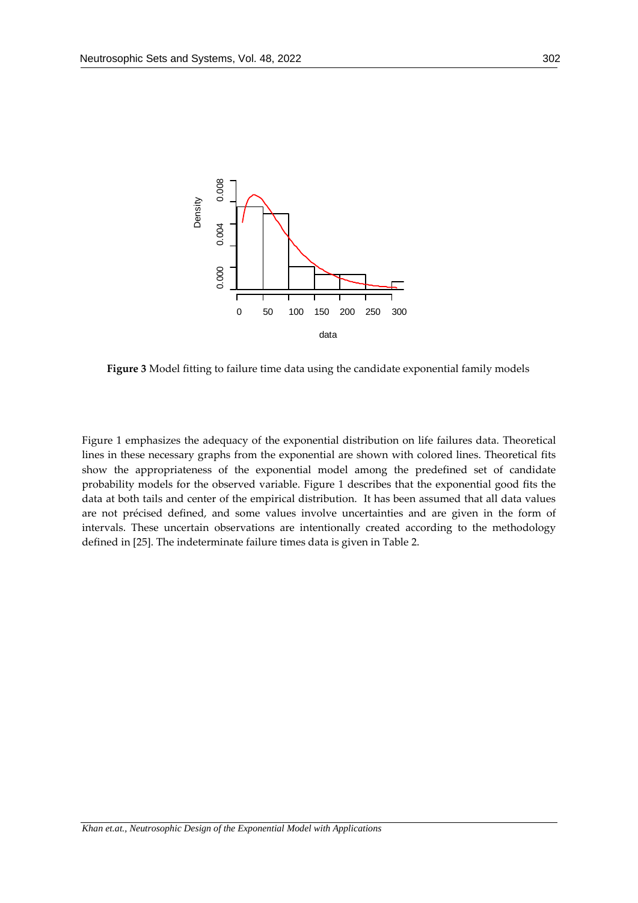**Figure 3** Model fitting to failure time data using the candidate exponential family models

Figure 1 emphasizes the adequacy of the exponential distribution on life failures data. Theoretical lines in these necessary graphs from the exponential are shown with colored lines. Theoretical fits show the appropriateness of the exponential model among the predefined set of candidate probability models for the observed variable. Figure 1 describes that the exponential good fits the data at both tails and center of the empirical distribution. It has been assumed that all data values are not précised defined, and some values involve uncertainties and are given in the form of intervals. These uncertain observations are intentionally created according to the methodology defined in [25]. The indeterminate failure times data is given in Table 2.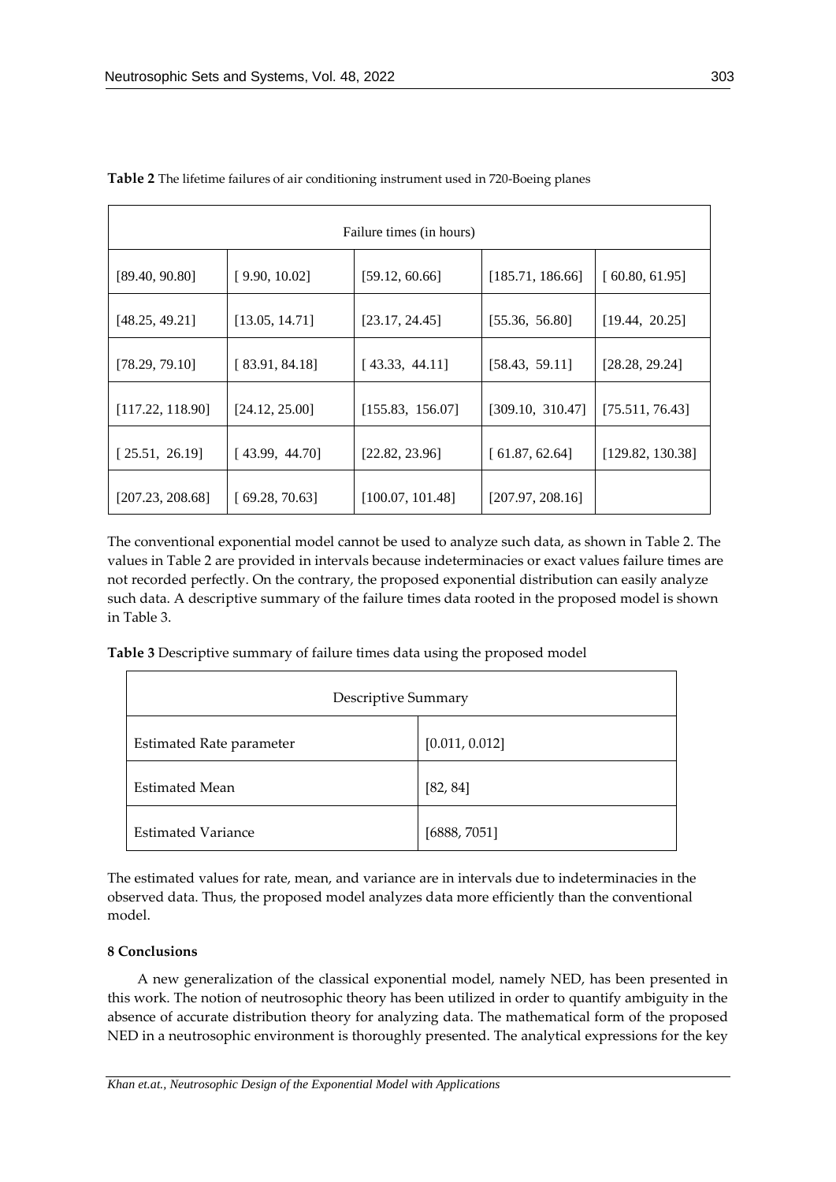**Table 2** The lifetime failures of air conditioning instrument used in 720-Boeing planes

| Failure times (in hours) | | | | |
|---|---|---|---|---|
| [89.40, 90.80] | [ 9.90, 10.02] | [59.12, 60.66] | [185.71, 186.66] | [ 60.80, 61.95] |
| [48.25, 49.21] | [13.05, 14.71] | [23.17, 24.45] | [55.36, 56.80] | [19.44, 20.25] |
| [78.29, 79.10] | [ 83.91, 84.18] | [ 43.33, 44.11] | [58.43, 59.11] | [28.28, 29.24] |
| [117.22, 118.90] | [24.12, 25.00] | [155.83, 156.07] | [309.10, 310.47] | [75.511, 76.43] |
| [ 25.51, 26.19] | [ 43.99, 44.70] | [22.82, 23.96] | [ 61.87, 62.64] | [129.82, 130.38] |
| [207.23, 208.68] | [ 69.28, 70.63] | [100.07, 101.48] | [207.97, 208.16] | |

The conventional exponential model cannot be used to analyze such data, as shown in Table 2. The values in Table 2 are provided in intervals because indeterminacies or exact values failure times are not recorded perfectly. On the contrary, the proposed exponential distribution can easily analyze such data. A descriptive summary of the failure times data rooted in the proposed model is shown in Table 3.

**Table 3** Descriptive summary of failure times data using the proposed model

| Descriptive Summary | |
|---|---|
| Estimated Rate parameter | [0.011, 0.012] |
| Estimated Mean | [82, 84] |
| Estimated Variance | [6888, 7051] |

The estimated values for rate, mean, and variance are in intervals due to indeterminacies in the observed data. Thus, the proposed model analyzes data more efficiently than the conventional model.

## 8 Conclusions

A new generalization of the classical exponential model, namely NED, has been presented in this work. The notion of neutrosophic theory has been utilized in order to quantify ambiguity in the absence of accurate distribution theory for analyzing data. The mathematical form of the proposed NED in a neutrosophic environment is thoroughly presented. The analytical expressions for the key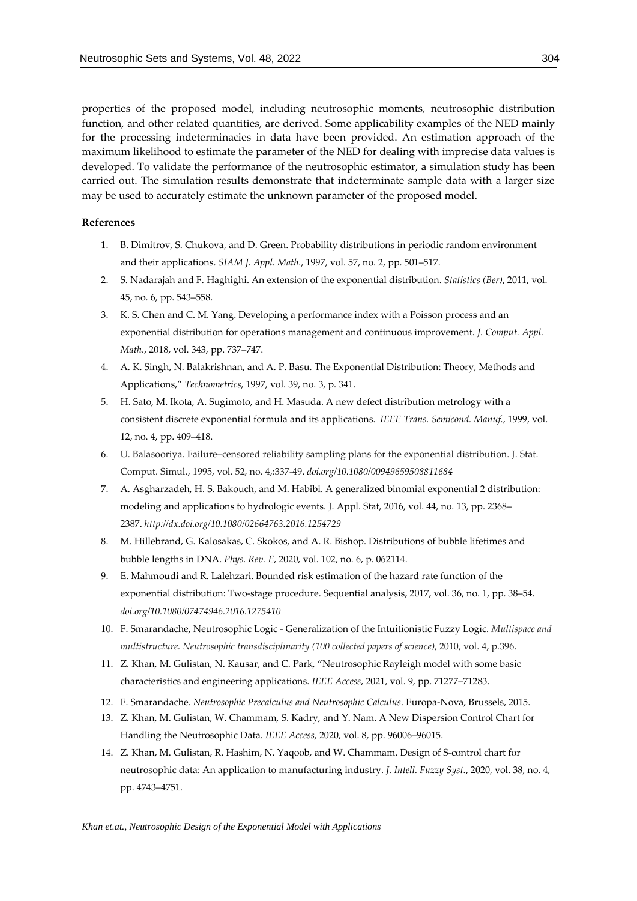properties of the proposed model, including neutrosophic moments, neutrosophic distribution function, and other related quantities, are derived. Some applicability examples of the NED mainly for the processing indeterminacies in data have been provided. An estimation approach of the maximum likelihood to estimate the parameter of the NED for dealing with imprecise data values is developed. To validate the performance of the neutrosophic estimator, a simulation study has been carried out. The simulation results demonstrate that indeterminate sample data with a larger size may be used to accurately estimate the unknown parameter of the proposed model.

**References**

1. B. Dimitrov, S. Chukova, and D. Green. Probability distributions in periodic random environment and their applications. *SIAM J. Appl. Math.*, 1997, vol. 57, no. 2, pp. 501–517.
2. S. Nadarajah and F. Haghighi. An extension of the exponential distribution. *Statistics (Ber)*, 2011, vol. 45, no. 6, pp. 543–558.
3. K. S. Chen and C. M. Yang. Developing a performance index with a Poisson process and an exponential distribution for operations management and continuous improvement. *J. Comput. Appl. Math.*, 2018, vol. 343, pp. 737–747.
4. A. K. Singh, N. Balakrishnan, and A. P. Basu. The Exponential Distribution: Theory, Methods and Applications," *Technometrics*, 1997, vol. 39, no. 3, p. 341.
5. H. Sato, M. Ikota, A. Sugimoto, and H. Masuda. A new defect distribution metrology with a consistent discrete exponential formula and its applications. *IEEE Trans. Semicond. Manuf.*, 1999, vol. 12, no. 4, pp. 409–418.
6. U. Balasooriya. Failure–censored reliability sampling plans for the exponential distribution. J. Stat. Comput. Simul., 1995, vol. 52, no. 4,:337-49. *doi.org/10.1080/00949659508811684*
7. A. Asgharzadeh, H. S. Bakouch, and M. Habibi. A generalized binomial exponential 2 distribution: modeling and applications to hydrologic events. J. Appl. Stat, 2016, vol. 44, no. 13, pp. 2368–2387. *http://dx.doi.org/10.1080/02664763.2016.1254729*
8. M. Hillebrand, G. Kalosakas, C. Skokos, and A. R. Bishop. Distributions of bubble lifetimes and bubble lengths in DNA. *Phys. Rev. E*, 2020, vol. 102, no. 6, p. 062114.
9. E. Mahmoudi and R. Lalehzari. Bounded risk estimation of the hazard rate function of the exponential distribution: Two-stage procedure. Sequential analysis, 2017, vol. 36, no. 1, pp. 38–54. *doi.org/10.1080/07474946.2016.1275410*
10. F. Smarandache, Neutrosophic Logic - Generalization of the Intuitionistic Fuzzy Logic. *Multispace and multistructure. Neutrosophic transdisciplinarity (100 collected papers of science)*, 2010, vol. 4, p.396.
11. Z. Khan, M. Gulistan, N. Kausar, and C. Park, "Neutrosophic Rayleigh model with some basic characteristics and engineering applications. *IEEE Access*, 2021, vol. 9, pp. 71277–71283.
12. F. Smarandache. *Neutrosophic Precalculus and Neutrosophic Calculus*. Europa-Nova, Brussels, 2015.
13. Z. Khan, M. Gulistan, W. Chammam, S. Kadry, and Y. Nam. A New Dispersion Control Chart for Handling the Neutrosophic Data. *IEEE Access*, 2020, vol. 8, pp. 96006–96015.
14. Z. Khan, M. Gulistan, R. Hashim, N. Yaqoob, and W. Chammam. Design of S-control chart for neutrosophic data: An application to manufacturing industry. *J. Intell. Fuzzy Syst.*, 2020, vol. 38, no. 4, pp. 4743–4751.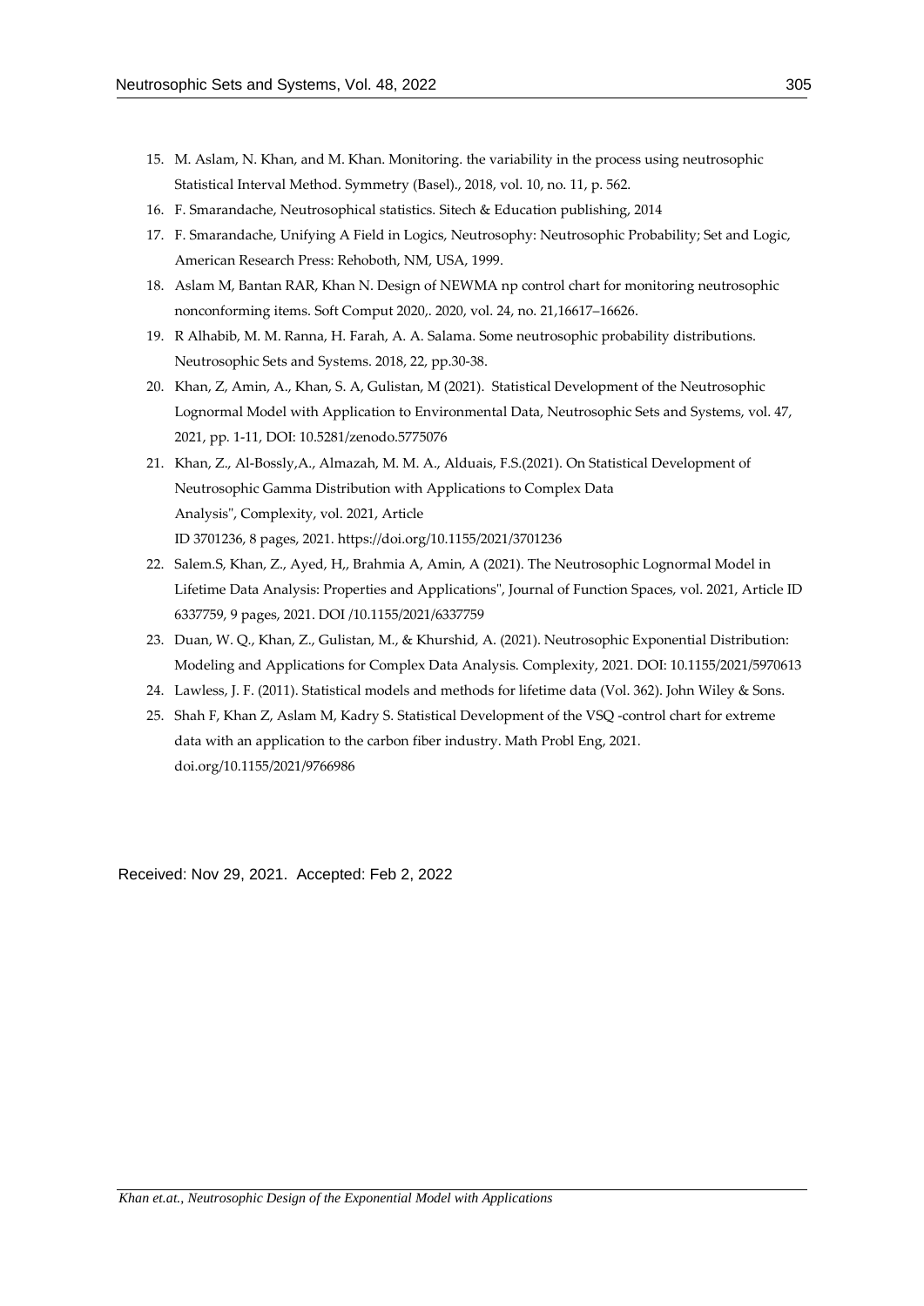15. M. Aslam, N. Khan, and M. Khan. Monitoring. the variability in the process using neutrosophic Statistical Interval Method. Symmetry (Basel)., 2018, vol. 10, no. 11, p. 562.
16. F. Smarandache, Neutrosophical statistics. Sitech & Education publishing, 2014
17. F. Smarandache, Unifying A Field in Logics, Neutrosophy: Neutrosophic Probability; Set and Logic, American Research Press: Rehoboth, NM, USA, 1999.
18. Aslam M, Bantan RAR, Khan N. Design of NEWMA np control chart for monitoring neutrosophic nonconforming items. Soft Comput 2020,. 2020, vol. 24, no. 21,16617–16626.
19. R Alhabib, M. M. Ranna, H. Farah, A. A. Salama. Some neutrosophic probability distributions. Neutrosophic Sets and Systems. 2018, 22, pp.30-38.
20. Khan, Z, Amin, A., Khan, S. A, Gulistan, M (2021). Statistical Development of the Neutrosophic Lognormal Model with Application to Environmental Data, Neutrosophic Sets and Systems, vol. 47, 2021, pp. 1-11, DOI: 10.5281/zenodo.5775076
21. Khan, Z., Al-Bossly,A., Almazah, M. M. A., Alduais, F.S.(2021). On Statistical Development of Neutrosophic Gamma Distribution with Applications to Complex Data Analysis", Complexity, vol. 2021, Article ID 3701236, 8 pages, 2021. https://doi.org/10.1155/2021/3701236
22. Salem.S, Khan, Z., Ayed, H,, Brahmia A, Amin, A (2021). The Neutrosophic Lognormal Model in Lifetime Data Analysis: Properties and Applications", Journal of Function Spaces, vol. 2021, Article ID 6337759, 9 pages, 2021. DOI /10.1155/2021/6337759
23. Duan, W. Q., Khan, Z., Gulistan, M., & Khurshid, A. (2021). Neutrosophic Exponential Distribution: Modeling and Applications for Complex Data Analysis. Complexity, 2021. DOI: 10.1155/2021/5970613
24. Lawless, J. F. (2011). Statistical models and methods for lifetime data (Vol. 362). John Wiley & Sons.
25. Shah F, Khan Z, Aslam M, Kadry S. Statistical Development of the VSQ -control chart for extreme data with an application to the carbon fiber industry. Math Probl Eng, 2021. doi.org/10.1155/2021/9766986

Received: Nov 29, 2021. Accepted: Feb 2, 2022